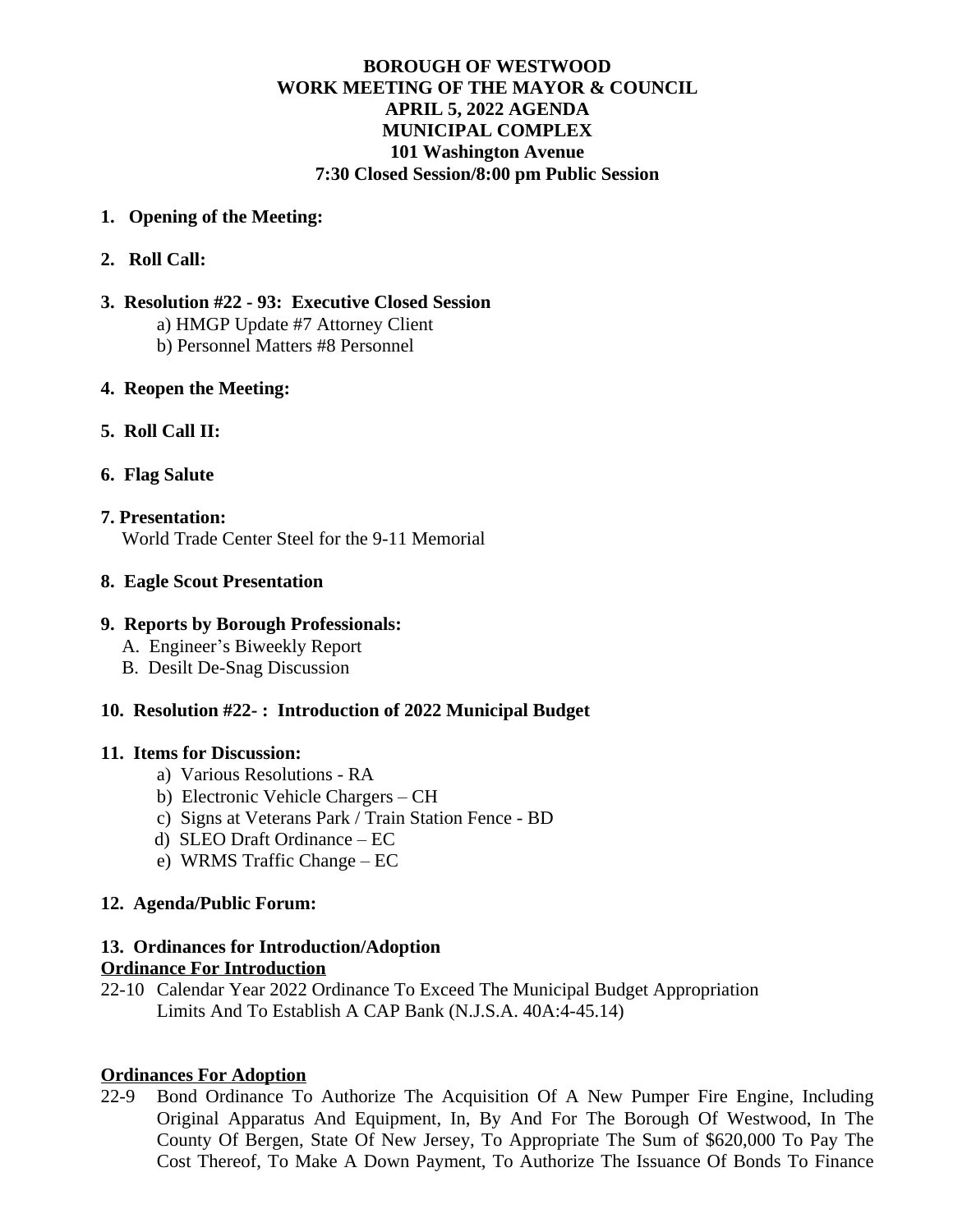# BOROUGH OF WESTWOOD
## WORK MEETING OF THE MAYOR & COUNCIL
## APRIL 5, 2022 AGENDA
## MUNICIPAL COMPLEX
## 101 Washington Avenue
## 7:30 Closed Session/8:00 pm Public Session

**1. Opening of the Meeting:**

**2. Roll Call:**

**3. Resolution #22 - 93: Executive Closed Session**

a) HMGP Update #7 Attorney Client
b) Personnel Matters #8 Personnel

**4. Reopen the Meeting:**

**5. Roll Call II:**

**6. Flag Salute**

**7. Presentation:**

World Trade Center Steel for the 9-11 Memorial

**8. Eagle Scout Presentation**

**9. Reports by Borough Professionals:**

A. Engineer's Biweekly Report
B. Desilt De-Snag Discussion

**10. Resolution #22- : Introduction of 2022 Municipal Budget**

**11. Items for Discussion:**

a) Various Resolutions - RA
b) Electronic Vehicle Chargers – CH
c) Signs at Veterans Park / Train Station Fence - BD
d) SLEO Draft Ordinance – EC
e) WRMS Traffic Change – EC

**12. Agenda/Public Forum:**

**13. Ordinances for Introduction/Adoption**

**Ordinance For Introduction**

22-10 Calendar Year 2022 Ordinance To Exceed The Municipal Budget Appropriation Limits And To Establish A CAP Bank (N.J.S.A. 40A:4-45.14)

**Ordinances For Adoption**

22-9 Bond Ordinance To Authorize The Acquisition Of A New Pumper Fire Engine, Including Original Apparatus And Equipment, In, By And For The Borough Of Westwood, In The County Of Bergen, State Of New Jersey, To Appropriate The Sum of $620,000 To Pay The Cost Thereof, To Make A Down Payment, To Authorize The Issuance Of Bonds To Finance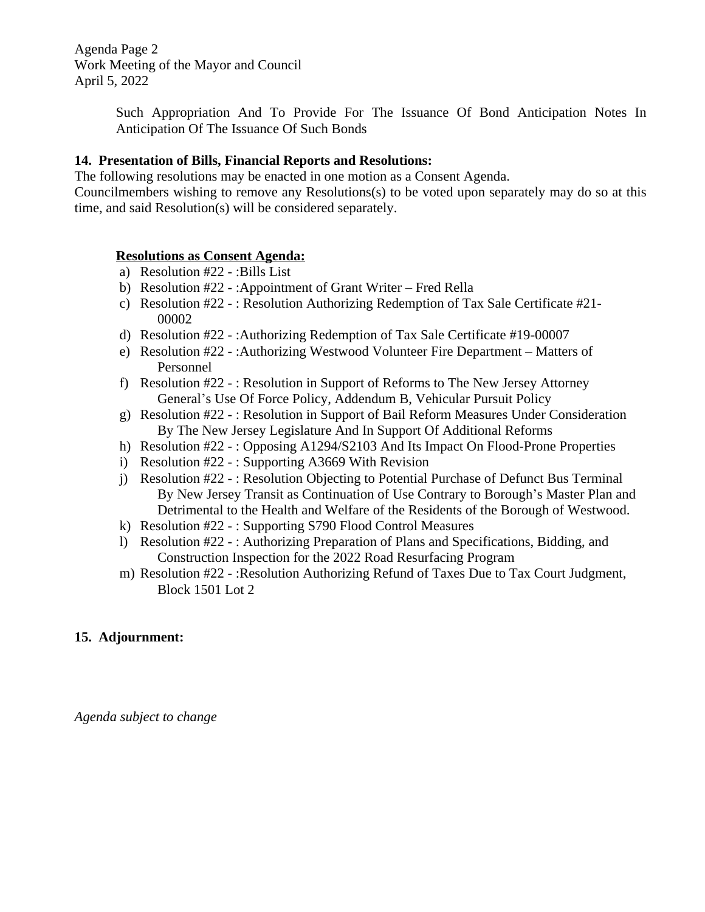Such Appropriation And To Provide For The Issuance Of Bond Anticipation Notes In Anticipation Of The Issuance Of Such Bonds

**14. Presentation of Bills, Financial Reports and Resolutions:**

The following resolutions may be enacted in one motion as a Consent Agenda.
Councilmembers wishing to remove any Resolutions(s) to be voted upon separately may do so at this time, and said Resolution(s) will be considered separately.

**Resolutions as Consent Agenda:**

a) Resolution #22 - :Bills List
b) Resolution #22 - :Appointment of Grant Writer – Fred Rella
c) Resolution #22 - : Resolution Authorizing Redemption of Tax Sale Certificate #21-00002
d) Resolution #22 - :Authorizing Redemption of Tax Sale Certificate #19-00007
e) Resolution #22 - :Authorizing Westwood Volunteer Fire Department – Matters of Personnel
f) Resolution #22 - : Resolution in Support of Reforms to The New Jersey Attorney General's Use Of Force Policy, Addendum B, Vehicular Pursuit Policy
g) Resolution #22 - : Resolution in Support of Bail Reform Measures Under Consideration By The New Jersey Legislature And In Support Of Additional Reforms
h) Resolution #22 - : Opposing A1294/S2103 And Its Impact On Flood-Prone Properties
i) Resolution #22 - : Supporting A3669 With Revision
j) Resolution #22 - : Resolution Objecting to Potential Purchase of Defunct Bus Terminal By New Jersey Transit as Continuation of Use Contrary to Borough's Master Plan and Detrimental to the Health and Welfare of the Residents of the Borough of Westwood.
k) Resolution #22 - : Supporting S790 Flood Control Measures
l) Resolution #22 - : Authorizing Preparation of Plans and Specifications, Bidding, and Construction Inspection for the 2022 Road Resurfacing Program
m) Resolution #22 - :Resolution Authorizing Refund of Taxes Due to Tax Court Judgment, Block 1501 Lot 2

**15. Adjournment:**

*Agenda subject to change*